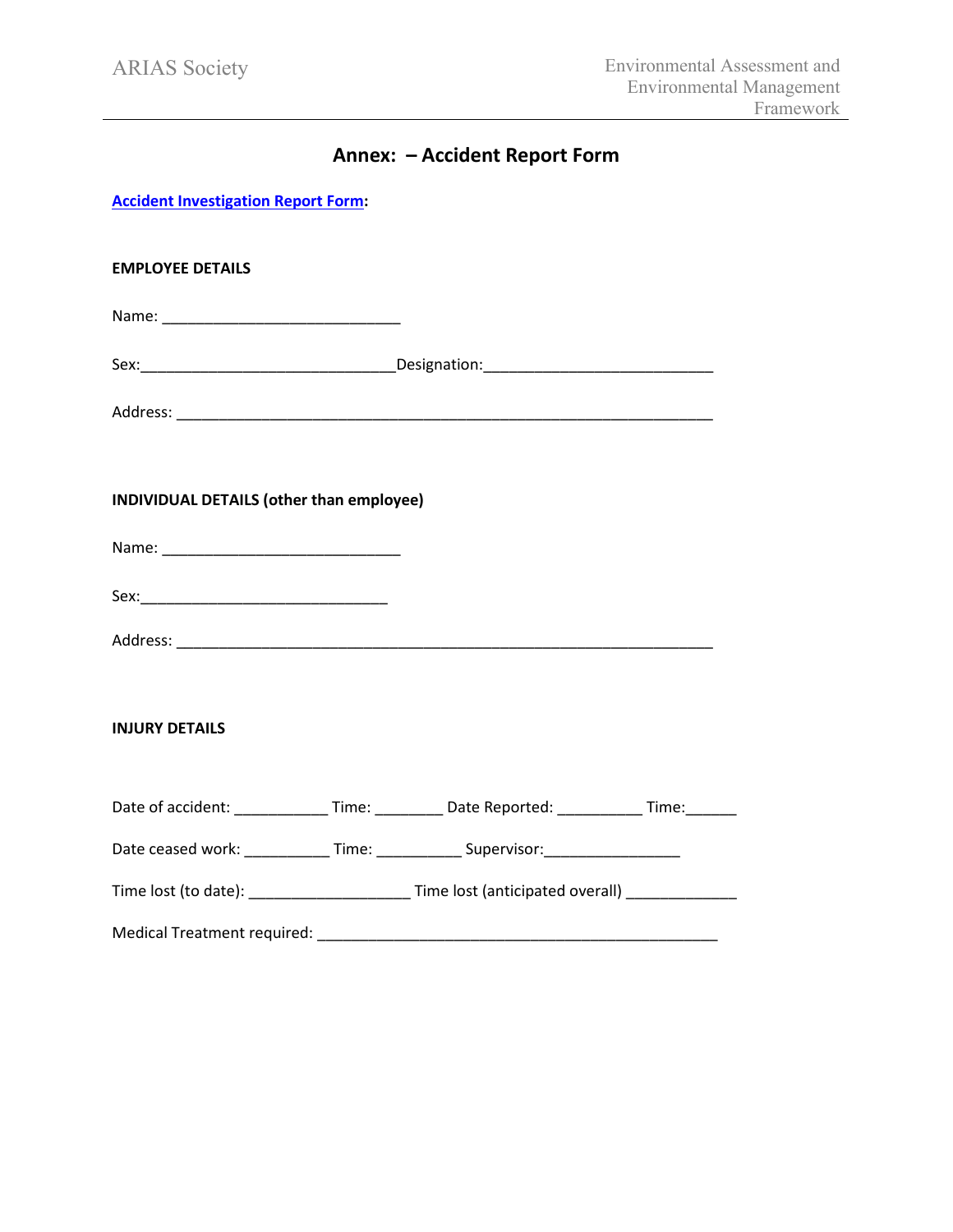# Annex: – Accident Report Form

**[Accident Investigation Report Form]:**

**EMPLOYEE DETAILS**

Name: ____________________________

Sex:______________________________Designation:___________________________

Address: ______________________________________________________________

**INDIVIDUAL DETAILS (other than employee)**

Name: ____________________________

Sex:______________________________

Address: ______________________________________________________________

**INJURY DETAILS**

Date of accident: ___________ Time: ________ Date Reported: __________ Time:______

Date ceased work: __________ Time: __________ Supervisor:________________

Time lost (to date): ___________________ Time lost (anticipated overall) _____________

Medical Treatment required: _______________________________________________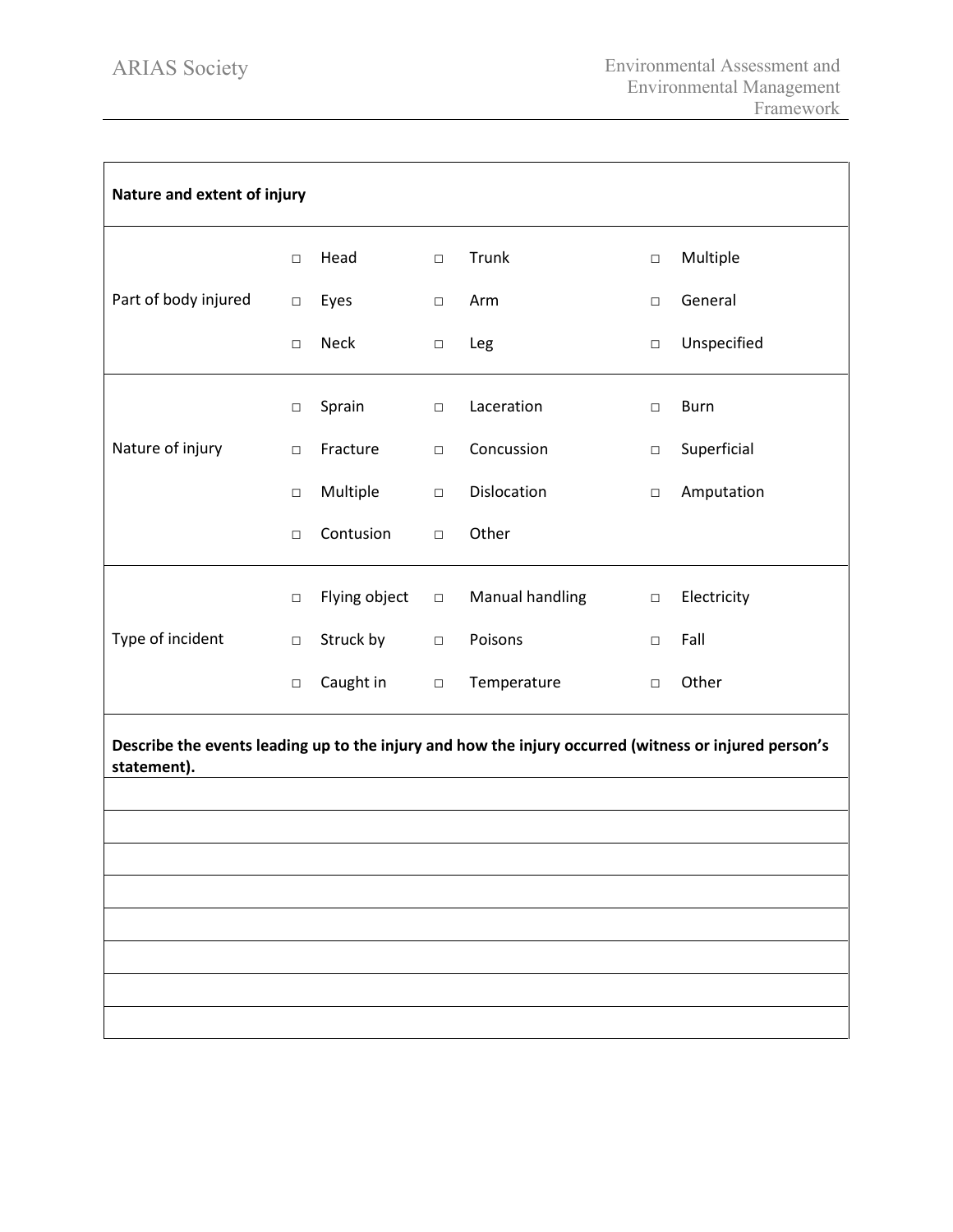| **Nature and extent of injury** | | | | | | |
|---|---|---|---|---|---|---|
| Part of body injured | □ | Head | □ | Trunk | □ | Multiple |
| | □ | Eyes | □ | Arm | □ | General |
| | □ | Neck | □ | Leg | □ | Unspecified |
| Nature of injury | □ | Sprain | □ | Laceration | □ | Burn |
| | □ | Fracture | □ | Concussion | □ | Superficial |
| | □ | Multiple | □ | Dislocation | □ | Amputation |
| | □ | Contusion | □ | Other | | |
| Type of incident | □ | Flying object | □ | Manual handling | □ | Electricity |
| | □ | Struck by | □ | Poisons | □ | Fall |
| | □ | Caught in | □ | Temperature | □ | Other |

| **Describe the events leading up to the injury and how the injury occurred (witness or injured person's statement).** |
|---|
| |
| |
| |
| |
| |
| |
| |
| |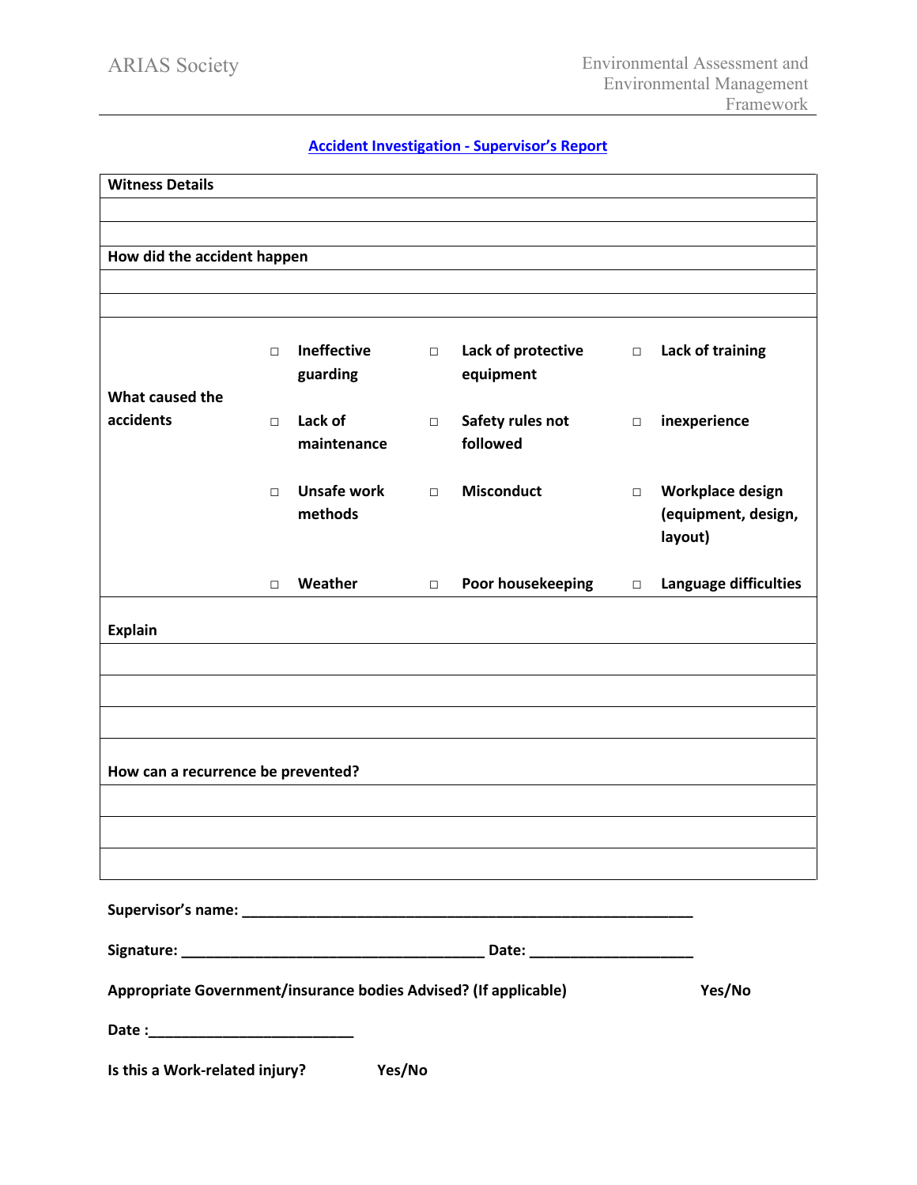## Accident Investigation - Supervisor's Report

| **Witness Details** | | | | | | |
|---|---|---|---|---|---|---|
| | | | | | | |
| | | | | | | |
| **How did the accident happen** | | | | | | |
| | | | | | | |
| | | | | | | |
| **What caused the accidents** | □ | **Ineffective guarding** | □ | **Lack of protective equipment** | □ | **Lack of training** |
| | □ | **Lack of maintenance** | □ | **Safety rules not followed** | □ | **inexperience** |
| | □ | **Unsafe work methods** | □ | **Misconduct** | □ | **Workplace design (equipment, design, layout)** |
| | □ | **Weather** | □ | **Poor housekeeping** | □ | **Language difficulties** |
| **Explain** | | | | | | |
| | | | | | | |
| | | | | | | |
| | | | | | | |
| **How can a recurrence be prevented?** | | | | | | |
| | | | | | | |
| | | | | | | |
| | | | | | | |

**Supervisor's name: \_\_\_\_\_\_\_\_\_\_\_\_\_\_\_\_\_\_\_\_\_\_\_\_\_\_\_\_\_\_\_\_\_\_\_\_\_\_\_\_\_\_\_\_\_\_\_\_\_\_\_\_**

**Signature: \_\_\_\_\_\_\_\_\_\_\_\_\_\_\_\_\_\_\_\_\_\_\_\_\_\_\_\_\_\_\_\_\_\_\_\_ Date: \_\_\_\_\_\_\_\_\_\_\_\_\_\_\_\_\_\_\_\_**

**Appropriate Government/insurance bodies Advised? (If applicable) Yes/No**

**Date :\_\_\_\_\_\_\_\_\_\_\_\_\_\_\_\_\_\_\_\_\_\_\_\_\_\_**

**Is this a Work-related injury? Yes/No**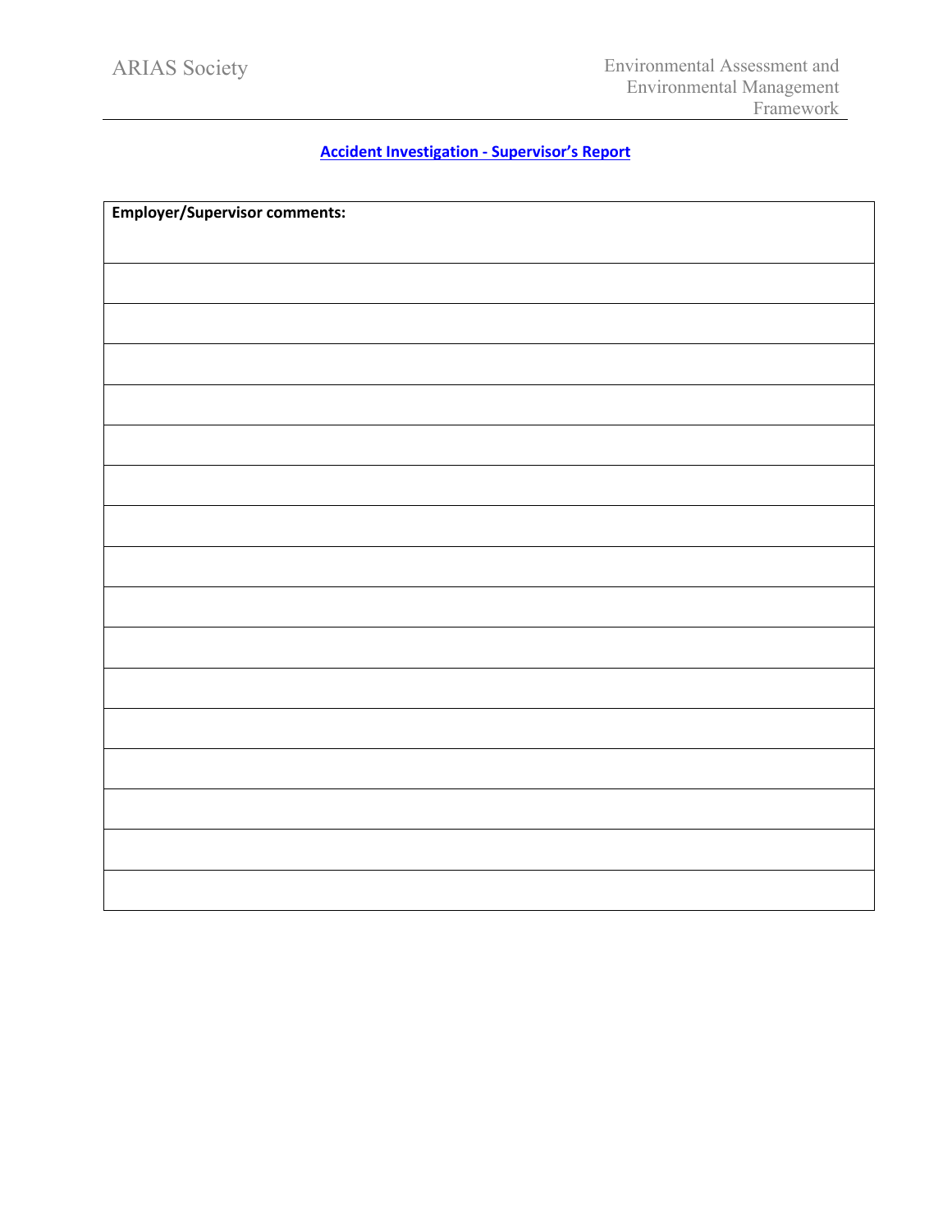**Accident Investigation - Supervisor's Report**

| **Employer/Supervisor comments:** |
| --- |
| |
| |
| |
| |
| |
| |
| |
| |
| |
| |
| |
| |
| |
| |
| |
| |